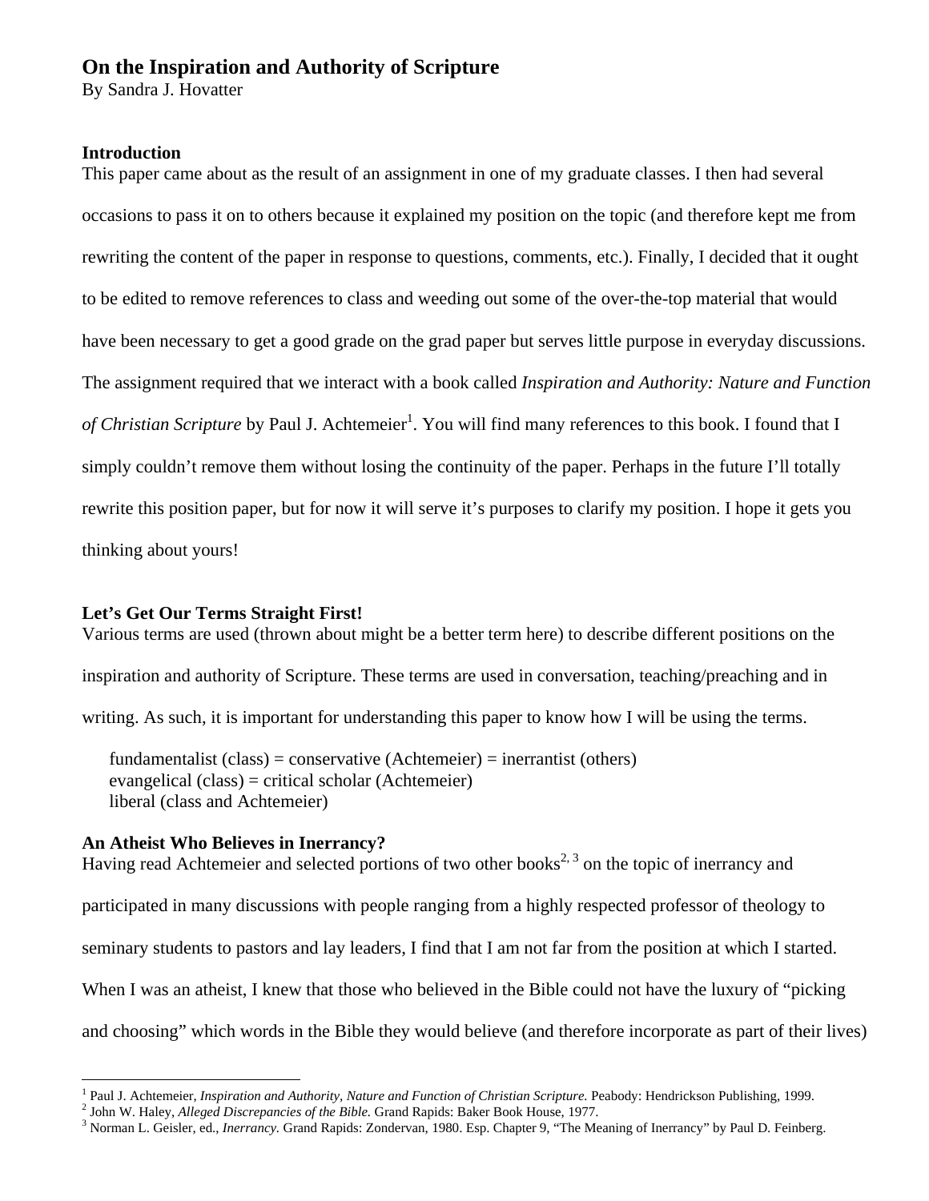# On the Inspiration and Authority of Scripture

By Sandra J. Hovatter

## Introduction

This paper came about as the result of an assignment in one of my graduate classes. I then had several occasions to pass it on to others because it explained my position on the topic (and therefore kept me from rewriting the content of the paper in response to questions, comments, etc.). Finally, I decided that it ought to be edited to remove references to class and weeding out some of the over-the-top material that would have been necessary to get a good grade on the grad paper but serves little purpose in everyday discussions. The assignment required that we interact with a book called *Inspiration and Authority: Nature and Function of Christian Scripture* by Paul J. Achtemeier[1]. You will find many references to this book. I found that I simply couldn't remove them without losing the continuity of the paper. Perhaps in the future I'll totally rewrite this position paper, but for now it will serve it's purposes to clarify my position. I hope it gets you thinking about yours!

## Let's Get Our Terms Straight First!

Various terms are used (thrown about might be a better term here) to describe different positions on the inspiration and authority of Scripture. These terms are used in conversation, teaching/preaching and in writing. As such, it is important for understanding this paper to know how I will be using the terms.

fundamentalist (class) = conservative (Achtemeier) = inerrantist (others)
evangelical (class) = critical scholar (Achtemeier)
liberal (class and Achtemeier)

## An Atheist Who Believes in Inerrancy?

Having read Achtemeier and selected portions of two other books[2, 3] on the topic of inerrancy and participated in many discussions with people ranging from a highly respected professor of theology to seminary students to pastors and lay leaders, I find that I am not far from the position at which I started. When I was an atheist, I knew that those who believed in the Bible could not have the luxury of "picking and choosing" which words in the Bible they would believe (and therefore incorporate as part of their lives)

---

[1] Paul J. Achtemeier, *Inspiration and Authority, Nature and Function of Christian Scripture.* Peabody: Hendrickson Publishing, 1999.
[2] John W. Haley, *Alleged Discrepancies of the Bible.* Grand Rapids: Baker Book House, 1977.
[3] Norman L. Geisler, ed., *Inerrancy.* Grand Rapids: Zondervan, 1980. Esp. Chapter 9, "The Meaning of Inerrancy" by Paul D. Feinberg.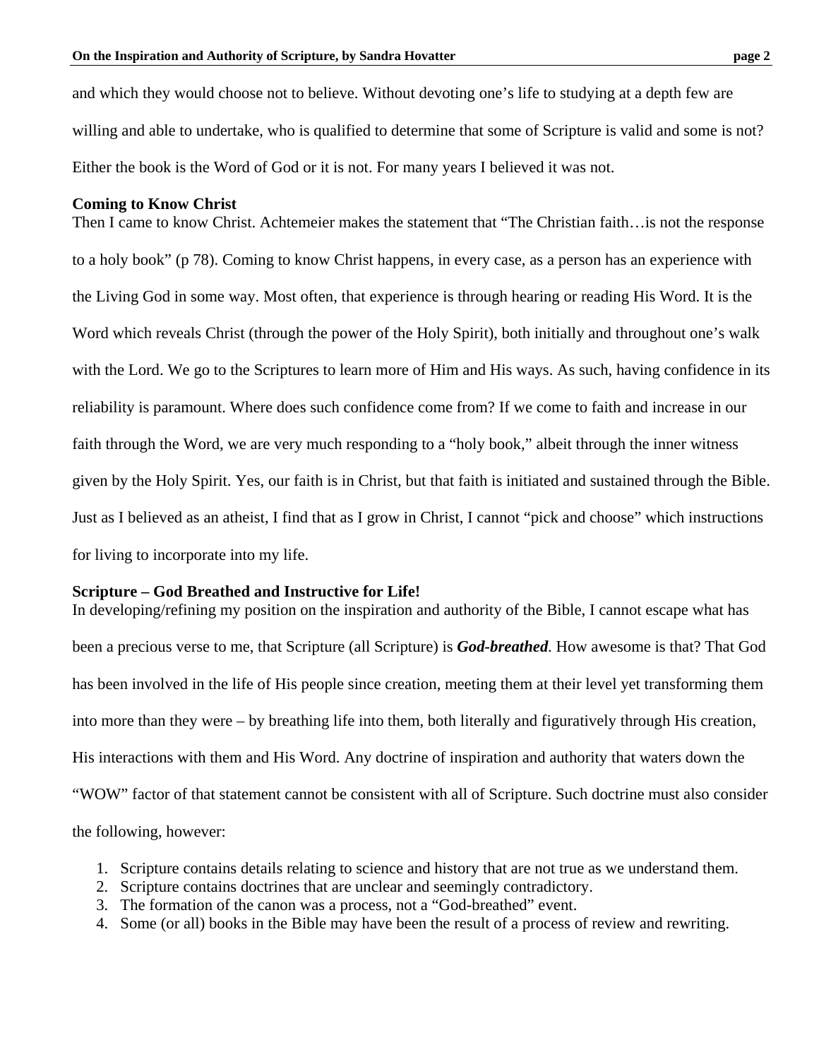and which they would choose not to believe. Without devoting one's life to studying at a depth few are willing and able to undertake, who is qualified to determine that some of Scripture is valid and some is not? Either the book is the Word of God or it is not. For many years I believed it was not.

**Coming to Know Christ**

Then I came to know Christ. Achtemeier makes the statement that "The Christian faith…is not the response to a holy book" (p 78). Coming to know Christ happens, in every case, as a person has an experience with the Living God in some way. Most often, that experience is through hearing or reading His Word. It is the Word which reveals Christ (through the power of the Holy Spirit), both initially and throughout one's walk with the Lord. We go to the Scriptures to learn more of Him and His ways. As such, having confidence in its reliability is paramount. Where does such confidence come from? If we come to faith and increase in our faith through the Word, we are very much responding to a "holy book," albeit through the inner witness given by the Holy Spirit. Yes, our faith is in Christ, but that faith is initiated and sustained through the Bible. Just as I believed as an atheist, I find that as I grow in Christ, I cannot "pick and choose" which instructions for living to incorporate into my life.

**Scripture – God Breathed and Instructive for Life!**

In developing/refining my position on the inspiration and authority of the Bible, I cannot escape what has been a precious verse to me, that Scripture (all Scripture) is ***God-breathed***. How awesome is that? That God has been involved in the life of His people since creation, meeting them at their level yet transforming them into more than they were – by breathing life into them, both literally and figuratively through His creation, His interactions with them and His Word. Any doctrine of inspiration and authority that waters down the "WOW" factor of that statement cannot be consistent with all of Scripture. Such doctrine must also consider the following, however:

1. Scripture contains details relating to science and history that are not true as we understand them.
2. Scripture contains doctrines that are unclear and seemingly contradictory.
3. The formation of the canon was a process, not a "God-breathed" event.
4. Some (or all) books in the Bible may have been the result of a process of review and rewriting.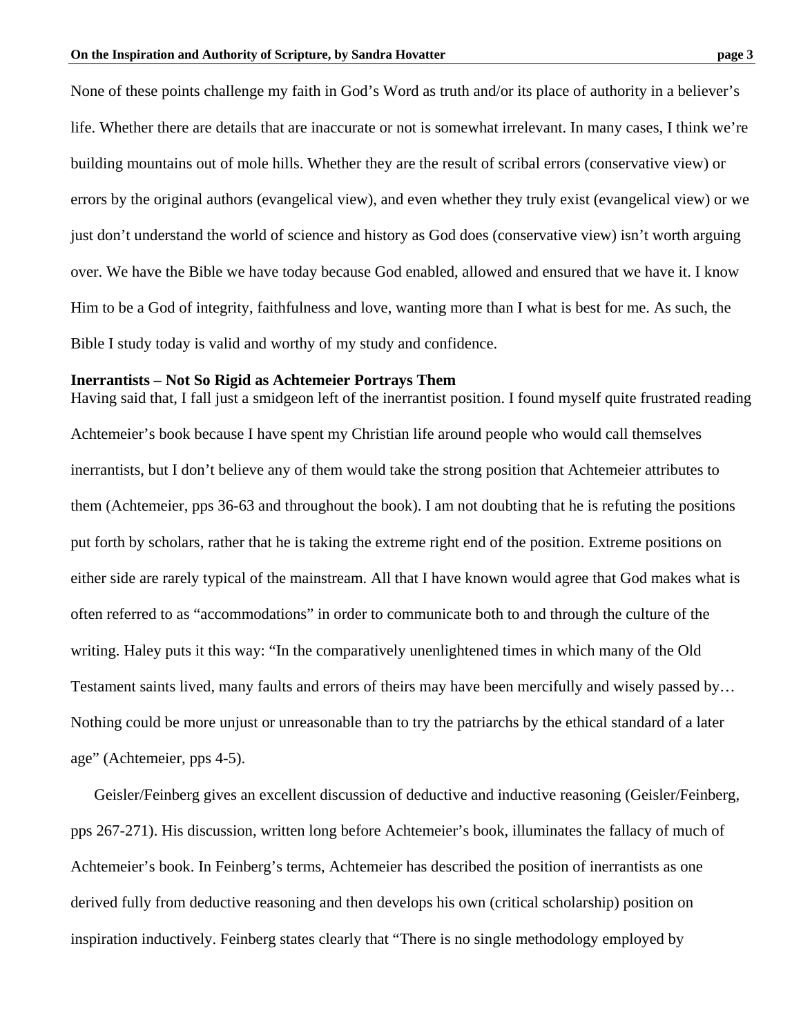None of these points challenge my faith in God's Word as truth and/or its place of authority in a believer's life. Whether there are details that are inaccurate or not is somewhat irrelevant. In many cases, I think we're building mountains out of mole hills. Whether they are the result of scribal errors (conservative view) or errors by the original authors (evangelical view), and even whether they truly exist (evangelical view) or we just don't understand the world of science and history as God does (conservative view) isn't worth arguing over. We have the Bible we have today because God enabled, allowed and ensured that we have it. I know Him to be a God of integrity, faithfulness and love, wanting more than I what is best for me. As such, the Bible I study today is valid and worthy of my study and confidence.

**Inerrantists – Not So Rigid as Achtemeier Portrays Them**

Having said that, I fall just a smidgeon left of the inerrantist position. I found myself quite frustrated reading Achtemeier's book because I have spent my Christian life around people who would call themselves inerrantists, but I don't believe any of them would take the strong position that Achtemeier attributes to them (Achtemeier, pps 36-63 and throughout the book). I am not doubting that he is refuting the positions put forth by scholars, rather that he is taking the extreme right end of the position. Extreme positions on either side are rarely typical of the mainstream. All that I have known would agree that God makes what is often referred to as "accommodations" in order to communicate both to and through the culture of the writing. Haley puts it this way: "In the comparatively unenlightened times in which many of the Old Testament saints lived, many faults and errors of theirs may have been mercifully and wisely passed by… Nothing could be more unjust or unreasonable than to try the patriarchs by the ethical standard of a later age" (Achtemeier, pps 4-5).

Geisler/Feinberg gives an excellent discussion of deductive and inductive reasoning (Geisler/Feinberg, pps 267-271). His discussion, written long before Achtemeier's book, illuminates the fallacy of much of Achtemeier's book. In Feinberg's terms, Achtemeier has described the position of inerrantists as one derived fully from deductive reasoning and then develops his own (critical scholarship) position on inspiration inductively. Feinberg states clearly that "There is no single methodology employed by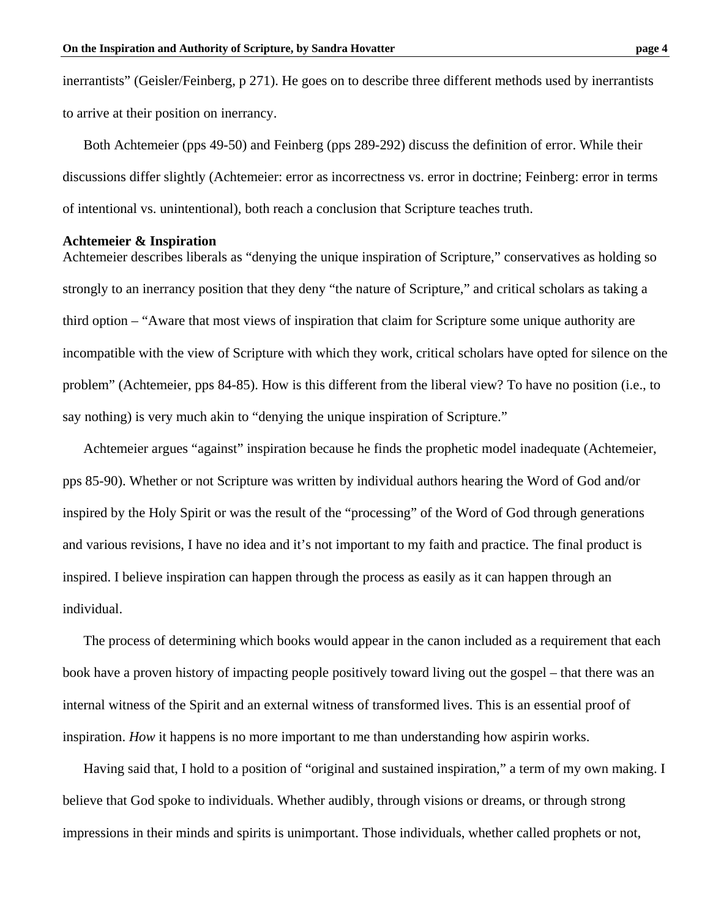inerrantists" (Geisler/Feinberg, p 271). He goes on to describe three different methods used by inerrantists to arrive at their position on inerrancy.

Both Achtemeier (pps 49-50) and Feinberg (pps 289-292) discuss the definition of error. While their discussions differ slightly (Achtemeier: error as incorrectness vs. error in doctrine; Feinberg: error in terms of intentional vs. unintentional), both reach a conclusion that Scripture teaches truth.

**Achtemeier & Inspiration**

Achtemeier describes liberals as "denying the unique inspiration of Scripture," conservatives as holding so strongly to an inerrancy position that they deny "the nature of Scripture," and critical scholars as taking a third option – "Aware that most views of inspiration that claim for Scripture some unique authority are incompatible with the view of Scripture with which they work, critical scholars have opted for silence on the problem" (Achtemeier, pps 84-85). How is this different from the liberal view? To have no position (i.e., to say nothing) is very much akin to "denying the unique inspiration of Scripture."

Achtemeier argues "against" inspiration because he finds the prophetic model inadequate (Achtemeier, pps 85-90). Whether or not Scripture was written by individual authors hearing the Word of God and/or inspired by the Holy Spirit or was the result of the "processing" of the Word of God through generations and various revisions, I have no idea and it's not important to my faith and practice. The final product is inspired. I believe inspiration can happen through the process as easily as it can happen through an individual.

The process of determining which books would appear in the canon included as a requirement that each book have a proven history of impacting people positively toward living out the gospel – that there was an internal witness of the Spirit and an external witness of transformed lives. This is an essential proof of inspiration. *How* it happens is no more important to me than understanding how aspirin works.

Having said that, I hold to a position of "original and sustained inspiration," a term of my own making. I believe that God spoke to individuals. Whether audibly, through visions or dreams, or through strong impressions in their minds and spirits is unimportant. Those individuals, whether called prophets or not,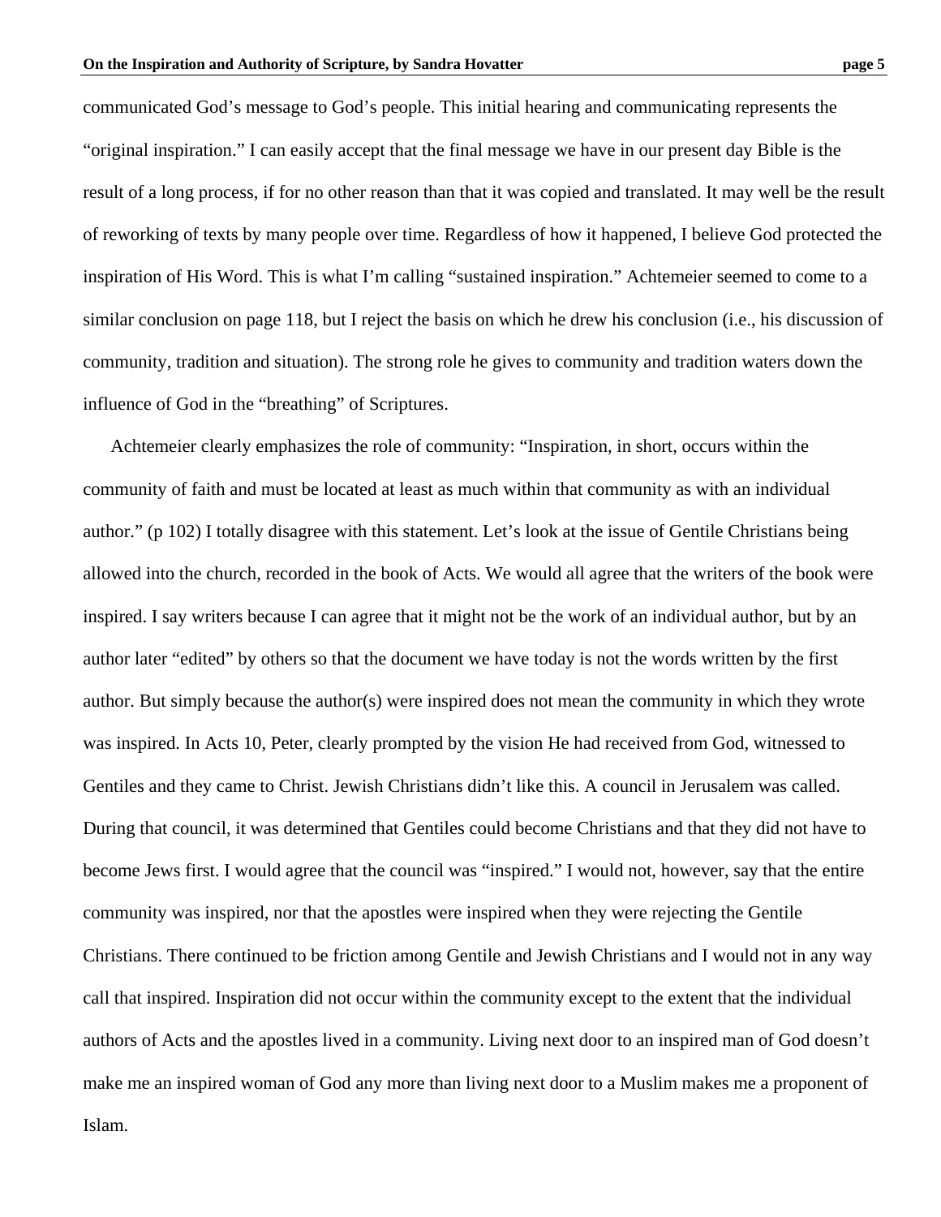communicated God's message to God's people. This initial hearing and communicating represents the "original inspiration." I can easily accept that the final message we have in our present day Bible is the result of a long process, if for no other reason than that it was copied and translated. It may well be the result of reworking of texts by many people over time. Regardless of how it happened, I believe God protected the inspiration of His Word. This is what I'm calling "sustained inspiration." Achtemeier seemed to come to a similar conclusion on page 118, but I reject the basis on which he drew his conclusion (i.e., his discussion of community, tradition and situation). The strong role he gives to community and tradition waters down the influence of God in the "breathing" of Scriptures.

Achtemeier clearly emphasizes the role of community: "Inspiration, in short, occurs within the community of faith and must be located at least as much within that community as with an individual author." (p 102) I totally disagree with this statement. Let's look at the issue of Gentile Christians being allowed into the church, recorded in the book of Acts. We would all agree that the writers of the book were inspired. I say writers because I can agree that it might not be the work of an individual author, but by an author later "edited" by others so that the document we have today is not the words written by the first author. But simply because the author(s) were inspired does not mean the community in which they wrote was inspired. In Acts 10, Peter, clearly prompted by the vision He had received from God, witnessed to Gentiles and they came to Christ. Jewish Christians didn't like this. A council in Jerusalem was called. During that council, it was determined that Gentiles could become Christians and that they did not have to become Jews first. I would agree that the council was "inspired." I would not, however, say that the entire community was inspired, nor that the apostles were inspired when they were rejecting the Gentile Christians. There continued to be friction among Gentile and Jewish Christians and I would not in any way call that inspired. Inspiration did not occur within the community except to the extent that the individual authors of Acts and the apostles lived in a community. Living next door to an inspired man of God doesn't make me an inspired woman of God any more than living next door to a Muslim makes me a proponent of Islam.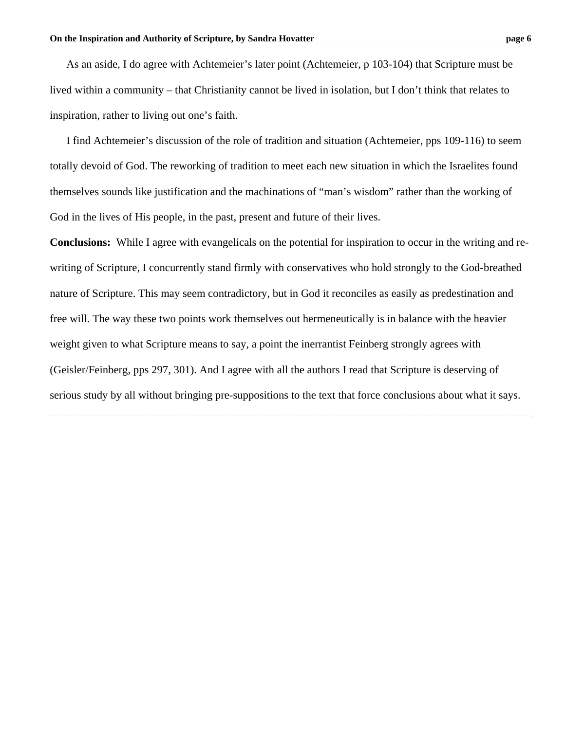As an aside, I do agree with Achtemeier's later point (Achtemeier, p 103-104) that Scripture must be lived within a community – that Christianity cannot be lived in isolation, but I don't think that relates to inspiration, rather to living out one's faith.

I find Achtemeier's discussion of the role of tradition and situation (Achtemeier, pps 109-116) to seem totally devoid of God. The reworking of tradition to meet each new situation in which the Israelites found themselves sounds like justification and the machinations of "man's wisdom" rather than the working of God in the lives of His people, in the past, present and future of their lives.

**Conclusions:** While I agree with evangelicals on the potential for inspiration to occur in the writing and re-writing of Scripture, I concurrently stand firmly with conservatives who hold strongly to the God-breathed nature of Scripture. This may seem contradictory, but in God it reconciles as easily as predestination and free will. The way these two points work themselves out hermeneutically is in balance with the heavier weight given to what Scripture means to say, a point the inerrantist Feinberg strongly agrees with (Geisler/Feinberg, pps 297, 301). And I agree with all the authors I read that Scripture is deserving of serious study by all without bringing pre-suppositions to the text that force conclusions about what it says.